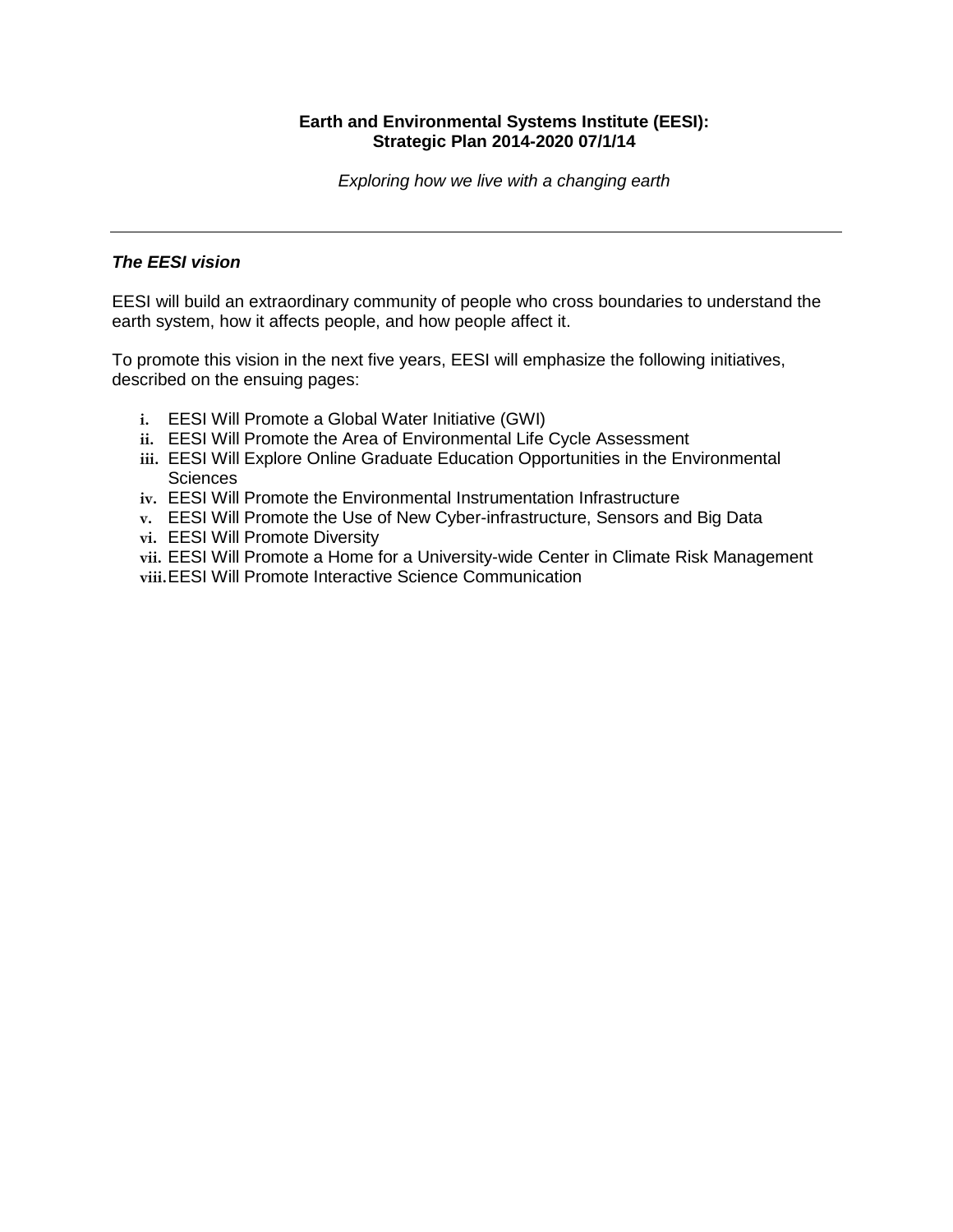**Earth and Environmental Systems Institute (EESI):**
**Strategic Plan 2014-2020 07/1/14**

*Exploring how we live with a changing earth*

---

***The EESI vision***

EESI will build an extraordinary community of people who cross boundaries to understand the earth system, how it affects people, and how people affect it.

To promote this vision in the next five years, EESI will emphasize the following initiatives, described on the ensuing pages:

i. EESI Will Promote a Global Water Initiative (GWI)
ii. EESI Will Promote the Area of Environmental Life Cycle Assessment
iii. EESI Will Explore Online Graduate Education Opportunities in the Environmental Sciences
iv. EESI Will Promote the Environmental Instrumentation Infrastructure
v. EESI Will Promote the Use of New Cyber-infrastructure, Sensors and Big Data
vi. EESI Will Promote Diversity
vii. EESI Will Promote a Home for a University-wide Center in Climate Risk Management
viii. EESI Will Promote Interactive Science Communication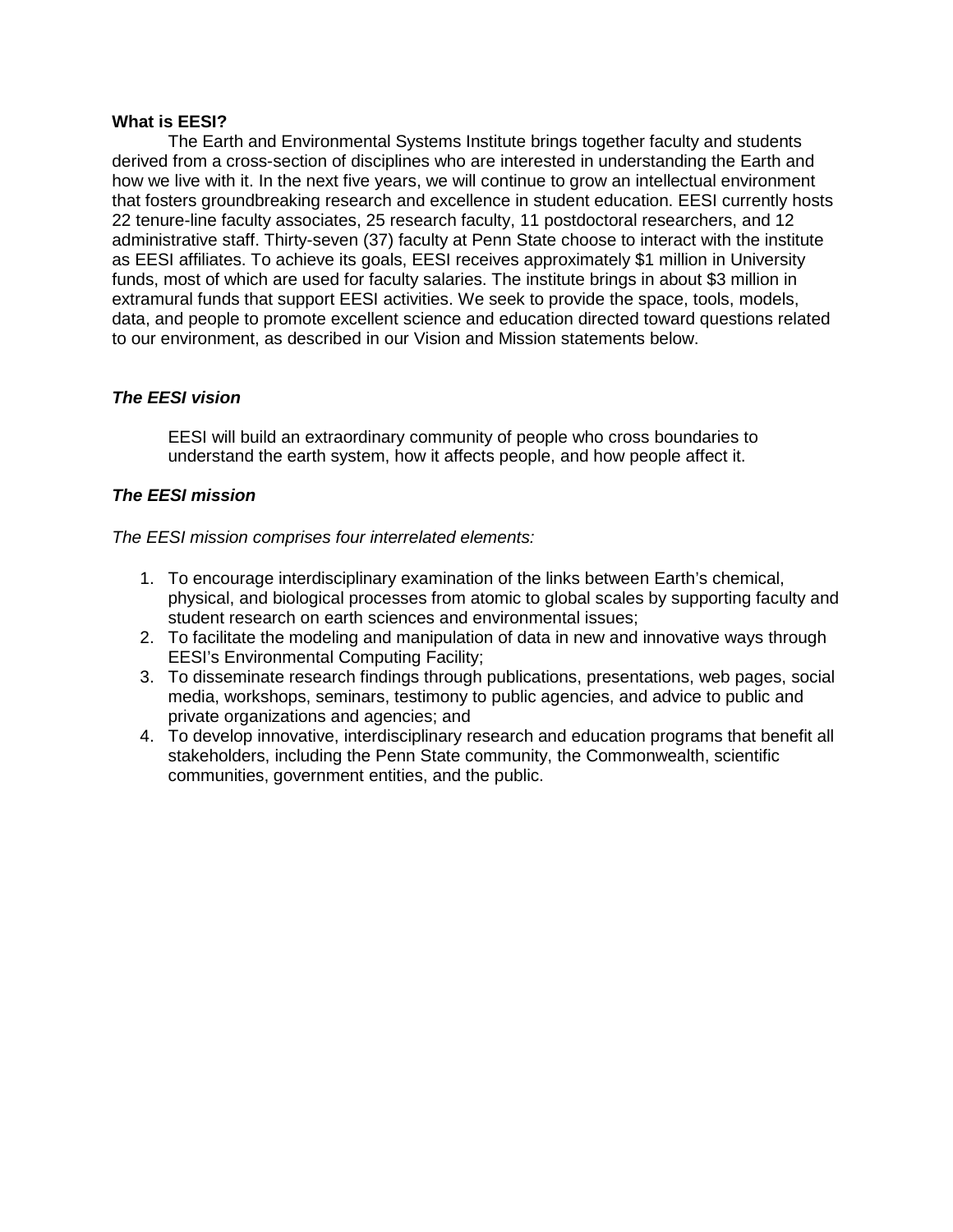**What is EESI?**

The Earth and Environmental Systems Institute brings together faculty and students derived from a cross-section of disciplines who are interested in understanding the Earth and how we live with it. In the next five years, we will continue to grow an intellectual environment that fosters groundbreaking research and excellence in student education. EESI currently hosts 22 tenure-line faculty associates, 25 research faculty, 11 postdoctoral researchers, and 12 administrative staff. Thirty-seven (37) faculty at Penn State choose to interact with the institute as EESI affiliates. To achieve its goals, EESI receives approximately $1 million in University funds, most of which are used for faculty salaries. The institute brings in about $3 million in extramural funds that support EESI activities. We seek to provide the space, tools, models, data, and people to promote excellent science and education directed toward questions related to our environment, as described in our Vision and Mission statements below.

***The EESI vision***

> EESI will build an extraordinary community of people who cross boundaries to understand the earth system, how it affects people, and how people affect it.

***The EESI mission***

*The EESI mission comprises four interrelated elements:*

1. To encourage interdisciplinary examination of the links between Earth's chemical, physical, and biological processes from atomic to global scales by supporting faculty and student research on earth sciences and environmental issues;
2. To facilitate the modeling and manipulation of data in new and innovative ways through EESI's Environmental Computing Facility;
3. To disseminate research findings through publications, presentations, web pages, social media, workshops, seminars, testimony to public agencies, and advice to public and private organizations and agencies; and
4. To develop innovative, interdisciplinary research and education programs that benefit all stakeholders, including the Penn State community, the Commonwealth, scientific communities, government entities, and the public.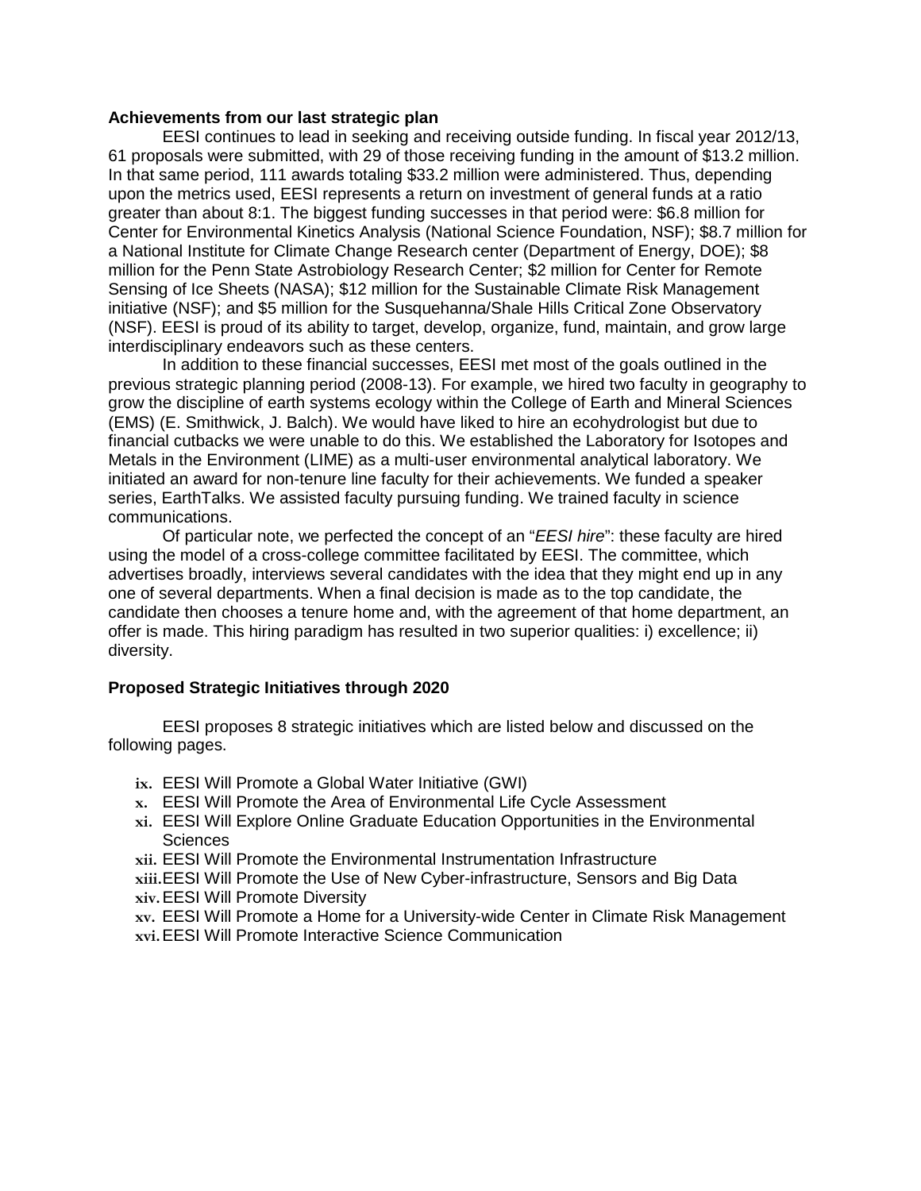**Achievements from our last strategic plan**

EESI continues to lead in seeking and receiving outside funding. In fiscal year 2012/13, 61 proposals were submitted, with 29 of those receiving funding in the amount of $13.2 million. In that same period, 111 awards totaling $33.2 million were administered. Thus, depending upon the metrics used, EESI represents a return on investment of general funds at a ratio greater than about 8:1. The biggest funding successes in that period were: $6.8 million for Center for Environmental Kinetics Analysis (National Science Foundation, NSF); $8.7 million for a National Institute for Climate Change Research center (Department of Energy, DOE); $8 million for the Penn State Astrobiology Research Center; $2 million for Center for Remote Sensing of Ice Sheets (NASA); $12 million for the Sustainable Climate Risk Management initiative (NSF); and $5 million for the Susquehanna/Shale Hills Critical Zone Observatory (NSF). EESI is proud of its ability to target, develop, organize, fund, maintain, and grow large interdisciplinary endeavors such as these centers.

In addition to these financial successes, EESI met most of the goals outlined in the previous strategic planning period (2008-13). For example, we hired two faculty in geography to grow the discipline of earth systems ecology within the College of Earth and Mineral Sciences (EMS) (E. Smithwick, J. Balch). We would have liked to hire an ecohydrologist but due to financial cutbacks we were unable to do this. We established the Laboratory for Isotopes and Metals in the Environment (LIME) as a multi-user environmental analytical laboratory. We initiated an award for non-tenure line faculty for their achievements. We funded a speaker series, EarthTalks. We assisted faculty pursuing funding. We trained faculty in science communications.

Of particular note, we perfected the concept of an "*EESI hire*": these faculty are hired using the model of a cross-college committee facilitated by EESI. The committee, which advertises broadly, interviews several candidates with the idea that they might end up in any one of several departments. When a final decision is made as to the top candidate, the candidate then chooses a tenure home and, with the agreement of that home department, an offer is made. This hiring paradigm has resulted in two superior qualities: i) excellence; ii) diversity.

**Proposed Strategic Initiatives through 2020**

EESI proposes 8 strategic initiatives which are listed below and discussed on the following pages.

ix. EESI Will Promote a Global Water Initiative (GWI)
x. EESI Will Promote the Area of Environmental Life Cycle Assessment
xi. EESI Will Explore Online Graduate Education Opportunities in the Environmental Sciences
xii. EESI Will Promote the Environmental Instrumentation Infrastructure
xiii. EESI Will Promote the Use of New Cyber-infrastructure, Sensors and Big Data
xiv. EESI Will Promote Diversity
xv. EESI Will Promote a Home for a University-wide Center in Climate Risk Management
xvi. EESI Will Promote Interactive Science Communication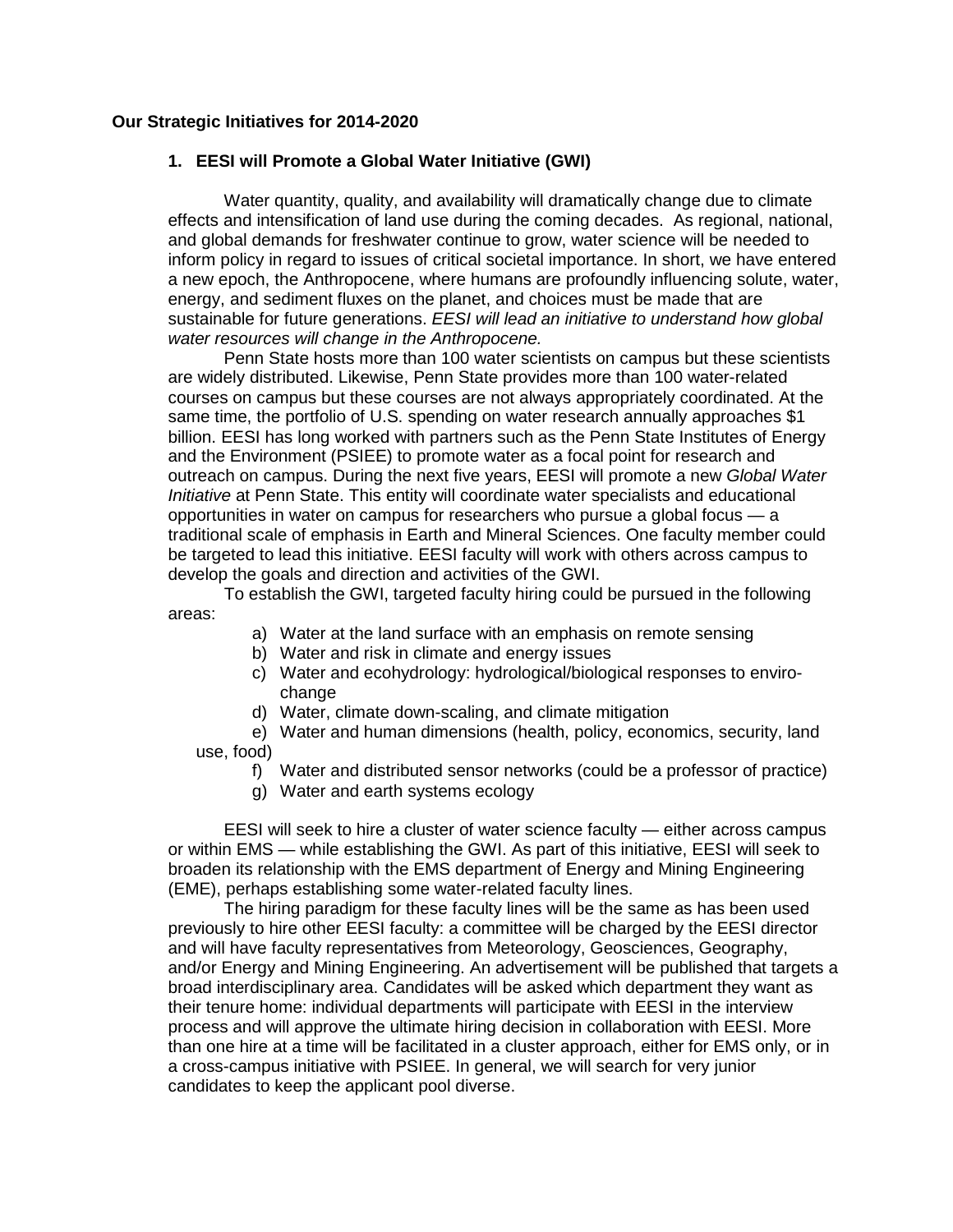**Our Strategic Initiatives for 2014-2020**

**1. EESI will Promote a Global Water Initiative (GWI)**

Water quantity, quality, and availability will dramatically change due to climate effects and intensification of land use during the coming decades. As regional, national, and global demands for freshwater continue to grow, water science will be needed to inform policy in regard to issues of critical societal importance. In short, we have entered a new epoch, the Anthropocene, where humans are profoundly influencing solute, water, energy, and sediment fluxes on the planet, and choices must be made that are sustainable for future generations. *EESI will lead an initiative to understand how global water resources will change in the Anthropocene.*

Penn State hosts more than 100 water scientists on campus but these scientists are widely distributed. Likewise, Penn State provides more than 100 water-related courses on campus but these courses are not always appropriately coordinated. At the same time, the portfolio of U.S. spending on water research annually approaches $1 billion. EESI has long worked with partners such as the Penn State Institutes of Energy and the Environment (PSIEE) to promote water as a focal point for research and outreach on campus. During the next five years, EESI will promote a new *Global Water Initiative* at Penn State. This entity will coordinate water specialists and educational opportunities in water on campus for researchers who pursue a global focus — a traditional scale of emphasis in Earth and Mineral Sciences. One faculty member could be targeted to lead this initiative. EESI faculty will work with others across campus to develop the goals and direction and activities of the GWI.

To establish the GWI, targeted faculty hiring could be pursued in the following areas:

a) Water at the land surface with an emphasis on remote sensing
b) Water and risk in climate and energy issues
c) Water and ecohydrology: hydrological/biological responses to enviro-change
d) Water, climate down-scaling, and climate mitigation
e) Water and human dimensions (health, policy, economics, security, land use, food)
f) Water and distributed sensor networks (could be a professor of practice)
g) Water and earth systems ecology

EESI will seek to hire a cluster of water science faculty — either across campus or within EMS — while establishing the GWI. As part of this initiative, EESI will seek to broaden its relationship with the EMS department of Energy and Mining Engineering (EME), perhaps establishing some water-related faculty lines.

The hiring paradigm for these faculty lines will be the same as has been used previously to hire other EESI faculty: a committee will be charged by the EESI director and will have faculty representatives from Meteorology, Geosciences, Geography, and/or Energy and Mining Engineering. An advertisement will be published that targets a broad interdisciplinary area. Candidates will be asked which department they want as their tenure home: individual departments will participate with EESI in the interview process and will approve the ultimate hiring decision in collaboration with EESI. More than one hire at a time will be facilitated in a cluster approach, either for EMS only, or in a cross-campus initiative with PSIEE. In general, we will search for very junior candidates to keep the applicant pool diverse.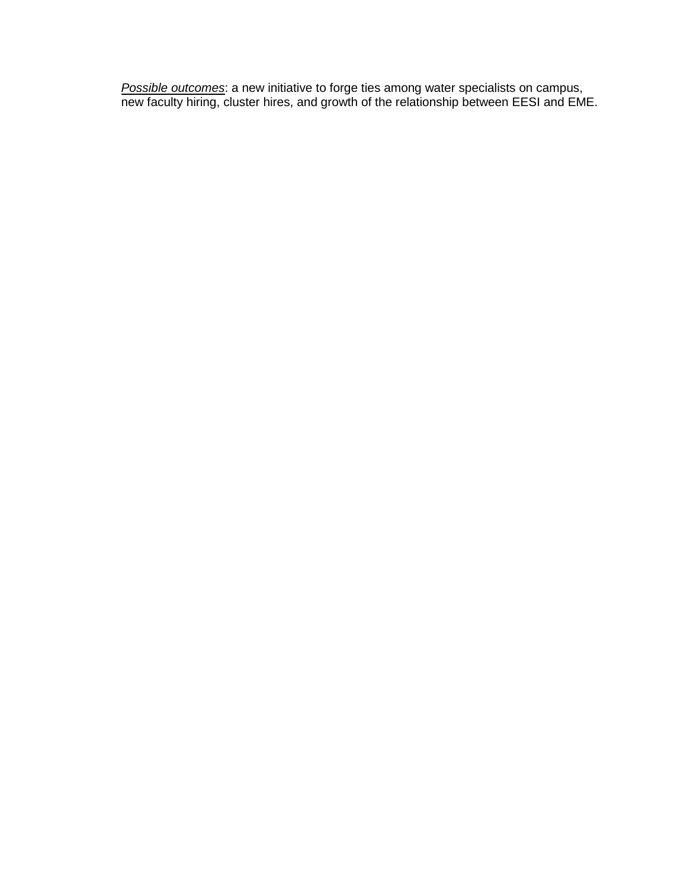*Possible outcomes*: a new initiative to forge ties among water specialists on campus, new faculty hiring, cluster hires, and growth of the relationship between EESI and EME.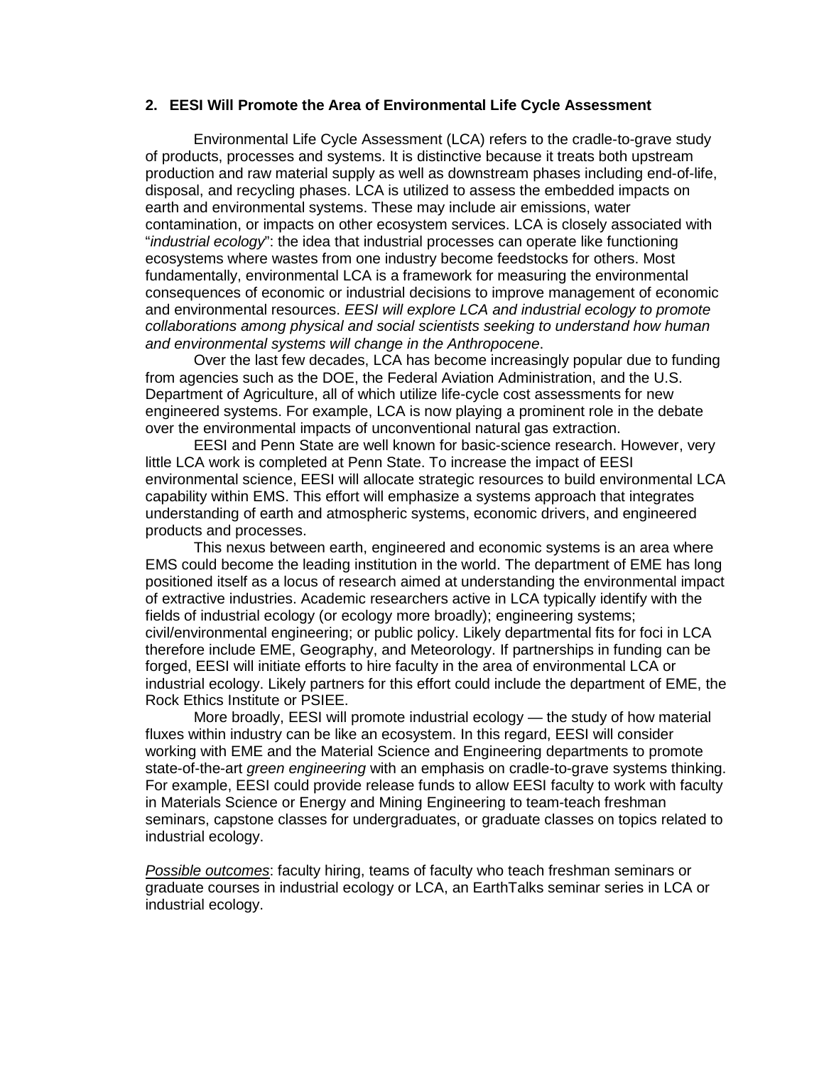## 2. EESI Will Promote the Area of Environmental Life Cycle Assessment

Environmental Life Cycle Assessment (LCA) refers to the cradle-to-grave study of products, processes and systems. It is distinctive because it treats both upstream production and raw material supply as well as downstream phases including end-of-life, disposal, and recycling phases. LCA is utilized to assess the embedded impacts on earth and environmental systems. These may include air emissions, water contamination, or impacts on other ecosystem services. LCA is closely associated with "*industrial ecology*": the idea that industrial processes can operate like functioning ecosystems where wastes from one industry become feedstocks for others. Most fundamentally, environmental LCA is a framework for measuring the environmental consequences of economic or industrial decisions to improve management of economic and environmental resources. *EESI will explore LCA and industrial ecology to promote collaborations among physical and social scientists seeking to understand how human and environmental systems will change in the Anthropocene*.

Over the last few decades, LCA has become increasingly popular due to funding from agencies such as the DOE, the Federal Aviation Administration, and the U.S. Department of Agriculture, all of which utilize life-cycle cost assessments for new engineered systems. For example, LCA is now playing a prominent role in the debate over the environmental impacts of unconventional natural gas extraction.

EESI and Penn State are well known for basic-science research. However, very little LCA work is completed at Penn State. To increase the impact of EESI environmental science, EESI will allocate strategic resources to build environmental LCA capability within EMS. This effort will emphasize a systems approach that integrates understanding of earth and atmospheric systems, economic drivers, and engineered products and processes.

This nexus between earth, engineered and economic systems is an area where EMS could become the leading institution in the world. The department of EME has long positioned itself as a locus of research aimed at understanding the environmental impact of extractive industries. Academic researchers active in LCA typically identify with the fields of industrial ecology (or ecology more broadly); engineering systems; civil/environmental engineering; or public policy. Likely departmental fits for foci in LCA therefore include EME, Geography, and Meteorology. If partnerships in funding can be forged, EESI will initiate efforts to hire faculty in the area of environmental LCA or industrial ecology. Likely partners for this effort could include the department of EME, the Rock Ethics Institute or PSIEE.

More broadly, EESI will promote industrial ecology — the study of how material fluxes within industry can be like an ecosystem. In this regard, EESI will consider working with EME and the Material Science and Engineering departments to promote state-of-the-art *green engineering* with an emphasis on cradle-to-grave systems thinking. For example, EESI could provide release funds to allow EESI faculty to work with faculty in Materials Science or Energy and Mining Engineering to team-teach freshman seminars, capstone classes for undergraduates, or graduate classes on topics related to industrial ecology.

<u>*Possible outcomes*</u>: faculty hiring, teams of faculty who teach freshman seminars or graduate courses in industrial ecology or LCA, an EarthTalks seminar series in LCA or industrial ecology.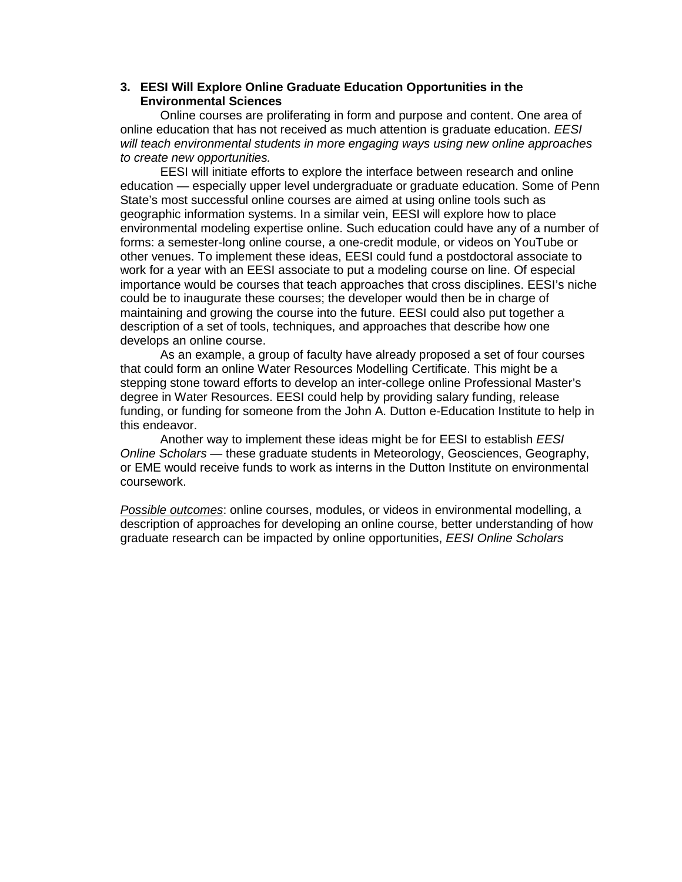### 3. EESI Will Explore Online Graduate Education Opportunities in the Environmental Sciences

Online courses are proliferating in form and purpose and content. One area of online education that has not received as much attention is graduate education. *EESI will teach environmental students in more engaging ways using new online approaches to create new opportunities.*

EESI will initiate efforts to explore the interface between research and online education — especially upper level undergraduate or graduate education. Some of Penn State's most successful online courses are aimed at using online tools such as geographic information systems. In a similar vein, EESI will explore how to place environmental modeling expertise online. Such education could have any of a number of forms: a semester-long online course, a one-credit module, or videos on YouTube or other venues. To implement these ideas, EESI could fund a postdoctoral associate to work for a year with an EESI associate to put a modeling course on line. Of especial importance would be courses that teach approaches that cross disciplines. EESI's niche could be to inaugurate these courses; the developer would then be in charge of maintaining and growing the course into the future. EESI could also put together a description of a set of tools, techniques, and approaches that describe how one develops an online course.

As an example, a group of faculty have already proposed a set of four courses that could form an online Water Resources Modelling Certificate. This might be a stepping stone toward efforts to develop an inter-college online Professional Master's degree in Water Resources. EESI could help by providing salary funding, release funding, or funding for someone from the John A. Dutton e-Education Institute to help in this endeavor.

Another way to implement these ideas might be for EESI to establish *EESI Online Scholars* — these graduate students in Meteorology, Geosciences, Geography, or EME would receive funds to work as interns in the Dutton Institute on environmental coursework.

<u>Possible outcomes</u>: online courses, modules, or videos in environmental modelling, a description of approaches for developing an online course, better understanding of how graduate research can be impacted by online opportunities, *EESI Online Scholars*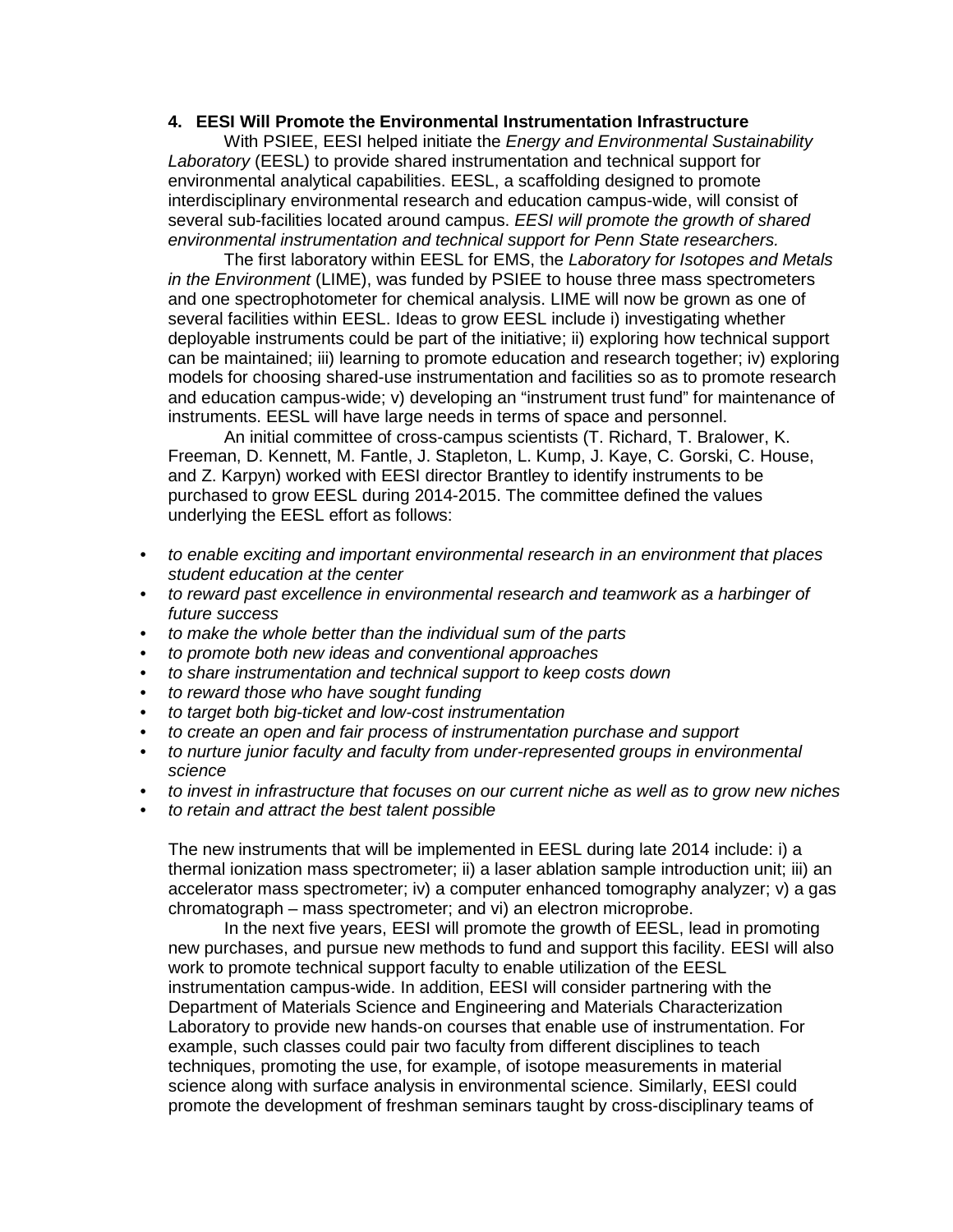## 4. EESI Will Promote the Environmental Instrumentation Infrastructure

With PSIEE, EESI helped initiate the *Energy and Environmental Sustainability Laboratory* (EESL) to provide shared instrumentation and technical support for environmental analytical capabilities. EESL, a scaffolding designed to promote interdisciplinary environmental research and education campus-wide, will consist of several sub-facilities located around campus. *EESI will promote the growth of shared environmental instrumentation and technical support for Penn State researchers.*

The first laboratory within EESL for EMS, the *Laboratory for Isotopes and Metals in the Environment* (LIME), was funded by PSIEE to house three mass spectrometers and one spectrophotometer for chemical analysis. LIME will now be grown as one of several facilities within EESL. Ideas to grow EESL include i) investigating whether deployable instruments could be part of the initiative; ii) exploring how technical support can be maintained; iii) learning to promote education and research together; iv) exploring models for choosing shared-use instrumentation and facilities so as to promote research and education campus-wide; v) developing an "instrument trust fund" for maintenance of instruments. EESL will have large needs in terms of space and personnel.

An initial committee of cross-campus scientists (T. Richard, T. Bralower, K. Freeman, D. Kennett, M. Fantle, J. Stapleton, L. Kump, J. Kaye, C. Gorski, C. House, and Z. Karpyn) worked with EESI director Brantley to identify instruments to be purchased to grow EESL during 2014-2015. The committee defined the values underlying the EESL effort as follows:

- *to enable exciting and important environmental research in an environment that places student education at the center*
- *to reward past excellence in environmental research and teamwork as a harbinger of future success*
- *to make the whole better than the individual sum of the parts*
- *to promote both new ideas and conventional approaches*
- *to share instrumentation and technical support to keep costs down*
- *to reward those who have sought funding*
- *to target both big-ticket and low-cost instrumentation*
- *to create an open and fair process of instrumentation purchase and support*
- *to nurture junior faculty and faculty from under-represented groups in environmental science*
- *to invest in infrastructure that focuses on our current niche as well as to grow new niches*
- *to retain and attract the best talent possible*

The new instruments that will be implemented in EESL during late 2014 include: i) a thermal ionization mass spectrometer; ii) a laser ablation sample introduction unit; iii) an accelerator mass spectrometer; iv) a computer enhanced tomography analyzer; v) a gas chromatograph – mass spectrometer; and vi) an electron microprobe.

In the next five years, EESI will promote the growth of EESL, lead in promoting new purchases, and pursue new methods to fund and support this facility. EESI will also work to promote technical support faculty to enable utilization of the EESL instrumentation campus-wide. In addition, EESI will consider partnering with the Department of Materials Science and Engineering and Materials Characterization Laboratory to provide new hands-on courses that enable use of instrumentation. For example, such classes could pair two faculty from different disciplines to teach techniques, promoting the use, for example, of isotope measurements in material science along with surface analysis in environmental science. Similarly, EESI could promote the development of freshman seminars taught by cross-disciplinary teams of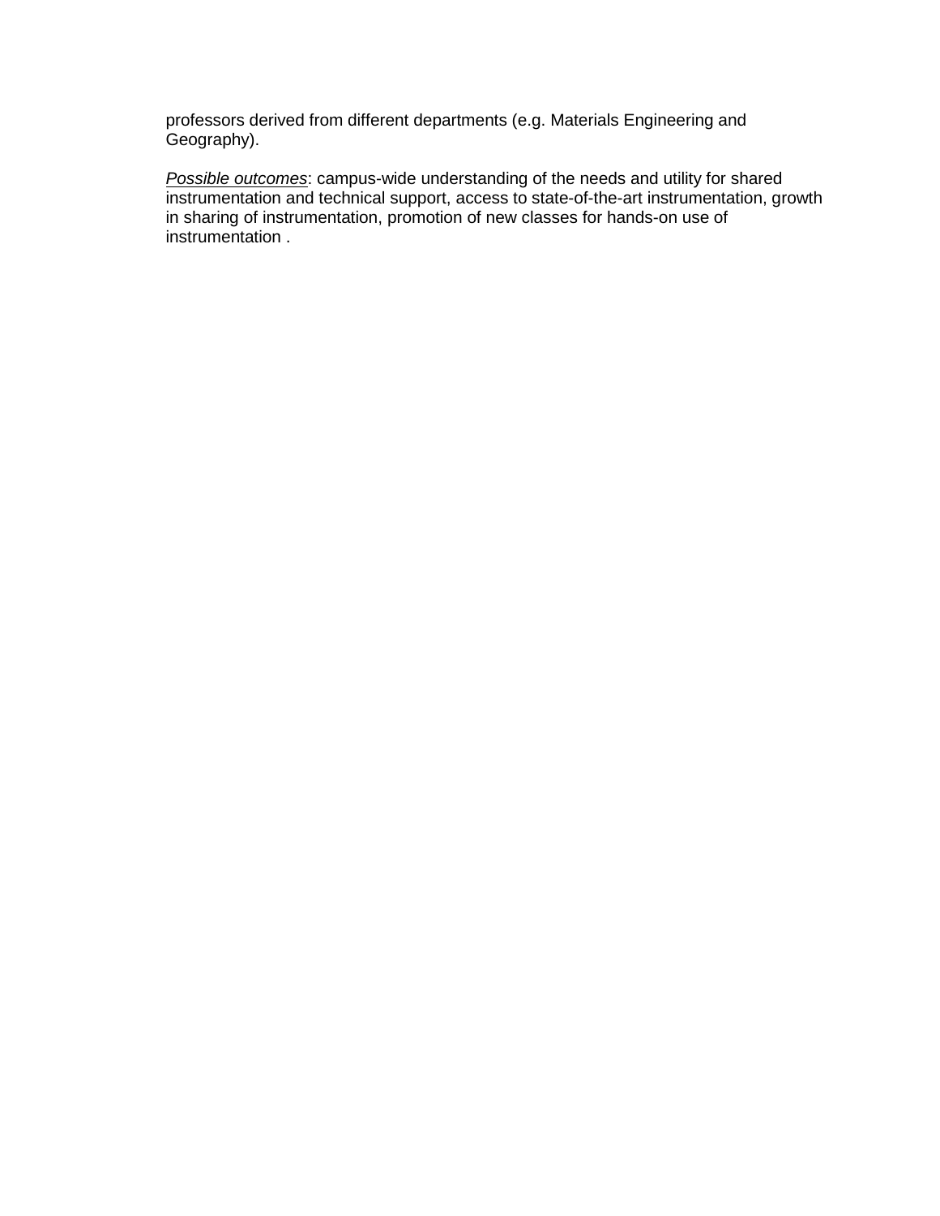professors derived from different departments (e.g. Materials Engineering and Geography).

*Possible outcomes*: campus-wide understanding of the needs and utility for shared instrumentation and technical support, access to state-of-the-art instrumentation, growth in sharing of instrumentation, promotion of new classes for hands-on use of instrumentation .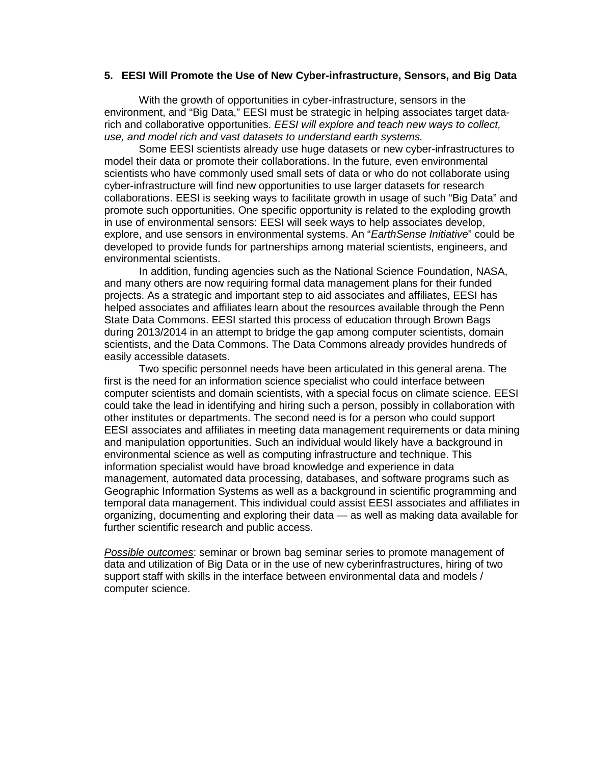### 5. EESI Will Promote the Use of New Cyber-infrastructure, Sensors, and Big Data

With the growth of opportunities in cyber-infrastructure, sensors in the environment, and "Big Data," EESI must be strategic in helping associates target data-rich and collaborative opportunities. *EESI will explore and teach new ways to collect, use, and model rich and vast datasets to understand earth systems.*

Some EESI scientists already use huge datasets or new cyber-infrastructures to model their data or promote their collaborations. In the future, even environmental scientists who have commonly used small sets of data or who do not collaborate using cyber-infrastructure will find new opportunities to use larger datasets for research collaborations. EESI is seeking ways to facilitate growth in usage of such "Big Data" and promote such opportunities. One specific opportunity is related to the exploding growth in use of environmental sensors: EESI will seek ways to help associates develop, explore, and use sensors in environmental systems. An "*EarthSense Initiative*" could be developed to provide funds for partnerships among material scientists, engineers, and environmental scientists.

In addition, funding agencies such as the National Science Foundation, NASA, and many others are now requiring formal data management plans for their funded projects. As a strategic and important step to aid associates and affiliates, EESI has helped associates and affiliates learn about the resources available through the Penn State Data Commons. EESI started this process of education through Brown Bags during 2013/2014 in an attempt to bridge the gap among computer scientists, domain scientists, and the Data Commons. The Data Commons already provides hundreds of easily accessible datasets.

Two specific personnel needs have been articulated in this general arena. The first is the need for an information science specialist who could interface between computer scientists and domain scientists, with a special focus on climate science. EESI could take the lead in identifying and hiring such a person, possibly in collaboration with other institutes or departments. The second need is for a person who could support EESI associates and affiliates in meeting data management requirements or data mining and manipulation opportunities. Such an individual would likely have a background in environmental science as well as computing infrastructure and technique. This information specialist would have broad knowledge and experience in data management, automated data processing, databases, and software programs such as Geographic Information Systems as well as a background in scientific programming and temporal data management. This individual could assist EESI associates and affiliates in organizing, documenting and exploring their data — as well as making data available for further scientific research and public access.

<u>*Possible outcomes*</u>: seminar or brown bag seminar series to promote management of data and utilization of Big Data or in the use of new cyberinfrastructures, hiring of two support staff with skills in the interface between environmental data and models / computer science.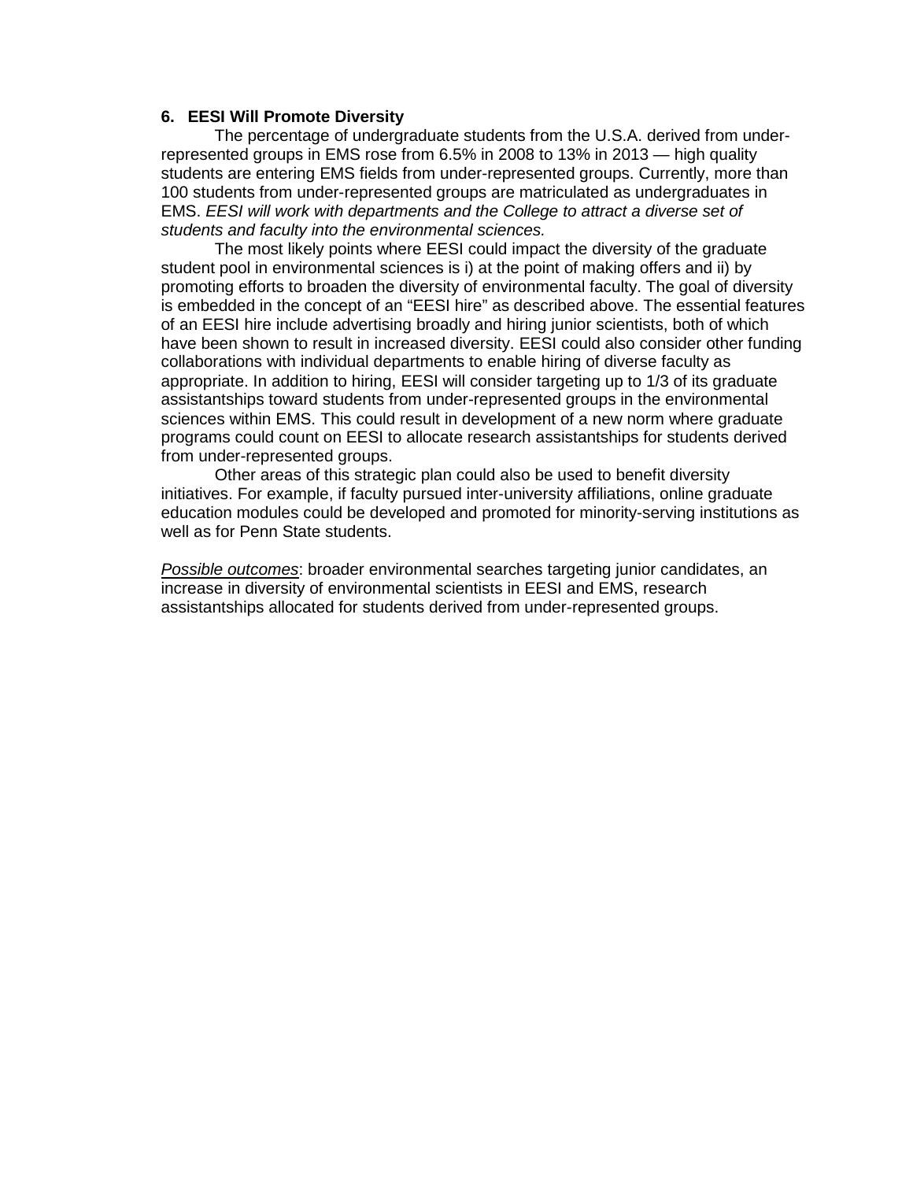## 6. EESI Will Promote Diversity

The percentage of undergraduate students from the U.S.A. derived from under-represented groups in EMS rose from 6.5% in 2008 to 13% in 2013 — high quality students are entering EMS fields from under-represented groups. Currently, more than 100 students from under-represented groups are matriculated as undergraduates in EMS. *EESI will work with departments and the College to attract a diverse set of students and faculty into the environmental sciences.*

The most likely points where EESI could impact the diversity of the graduate student pool in environmental sciences is i) at the point of making offers and ii) by promoting efforts to broaden the diversity of environmental faculty. The goal of diversity is embedded in the concept of an "EESI hire" as described above. The essential features of an EESI hire include advertising broadly and hiring junior scientists, both of which have been shown to result in increased diversity. EESI could also consider other funding collaborations with individual departments to enable hiring of diverse faculty as appropriate. In addition to hiring, EESI will consider targeting up to 1/3 of its graduate assistantships toward students from under-represented groups in the environmental sciences within EMS. This could result in development of a new norm where graduate programs could count on EESI to allocate research assistantships for students derived from under-represented groups.

Other areas of this strategic plan could also be used to benefit diversity initiatives. For example, if faculty pursued inter-university affiliations, online graduate education modules could be developed and promoted for minority-serving institutions as well as for Penn State students.

*Possible outcomes*: broader environmental searches targeting junior candidates, an increase in diversity of environmental scientists in EESI and EMS, research assistantships allocated for students derived from under-represented groups.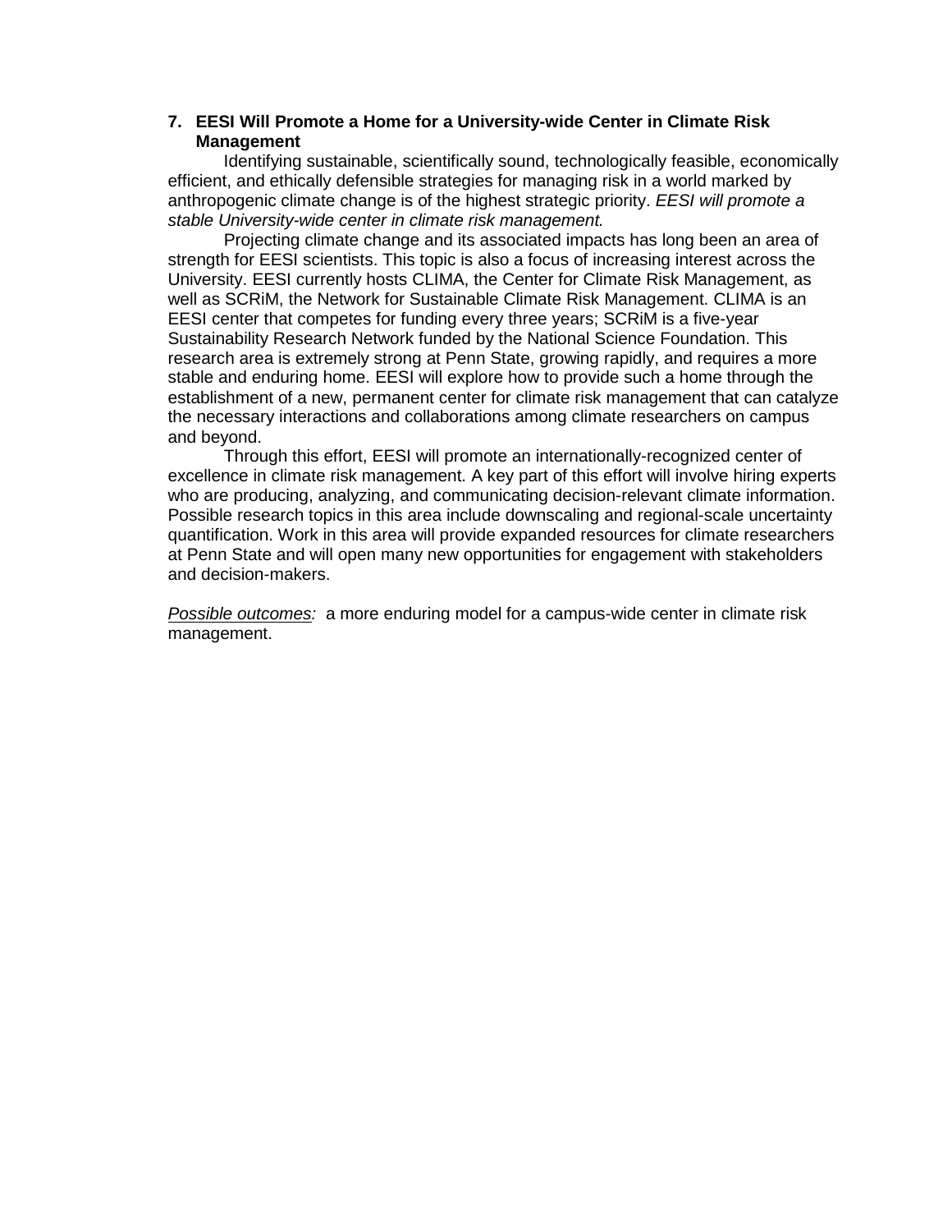### 7. EESI Will Promote a Home for a University-wide Center in Climate Risk Management

Identifying sustainable, scientifically sound, technologically feasible, economically efficient, and ethically defensible strategies for managing risk in a world marked by anthropogenic climate change is of the highest strategic priority. *EESI will promote a stable University-wide center in climate risk management.*

Projecting climate change and its associated impacts has long been an area of strength for EESI scientists. This topic is also a focus of increasing interest across the University. EESI currently hosts CLIMA, the Center for Climate Risk Management, as well as SCRiM, the Network for Sustainable Climate Risk Management. CLIMA is an EESI center that competes for funding every three years; SCRiM is a five-year Sustainability Research Network funded by the National Science Foundation. This research area is extremely strong at Penn State, growing rapidly, and requires a more stable and enduring home. EESI will explore how to provide such a home through the establishment of a new, permanent center for climate risk management that can catalyze the necessary interactions and collaborations among climate researchers on campus and beyond.

Through this effort, EESI will promote an internationally-recognized center of excellence in climate risk management. A key part of this effort will involve hiring experts who are producing, analyzing, and communicating decision-relevant climate information. Possible research topics in this area include downscaling and regional-scale uncertainty quantification. Work in this area will provide expanded resources for climate researchers at Penn State and will open many new opportunities for engagement with stakeholders and decision-makers.

*Possible outcomes:* a more enduring model for a campus-wide center in climate risk management.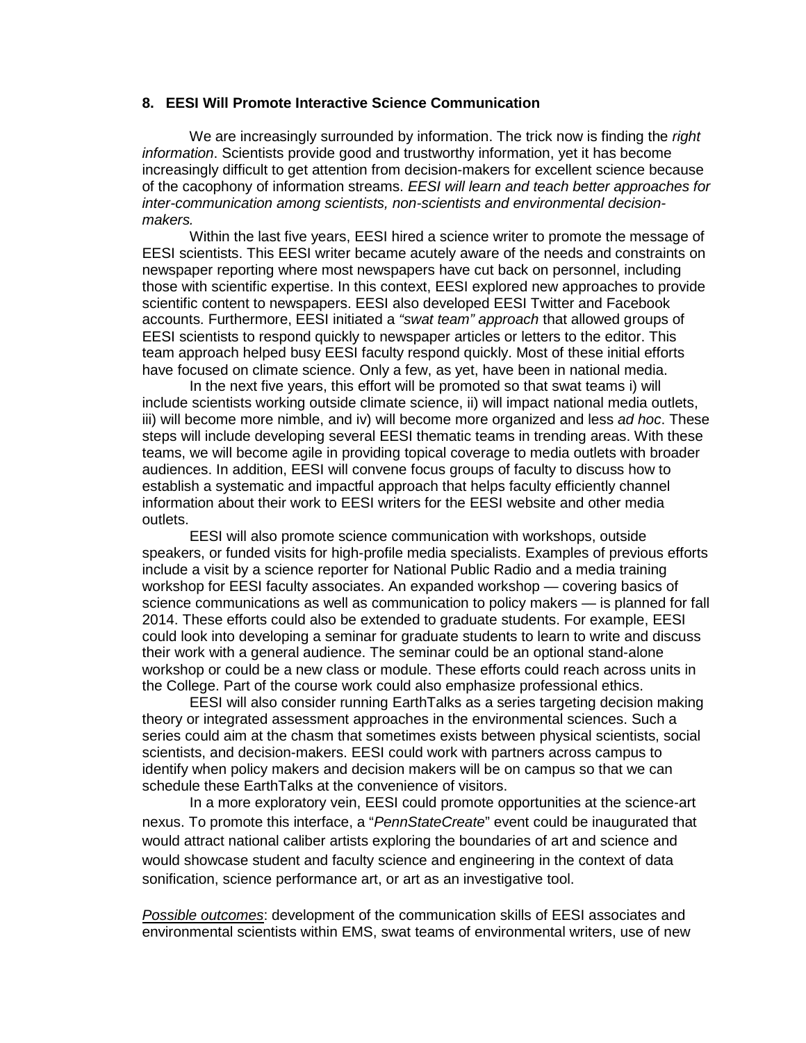## 8. EESI Will Promote Interactive Science Communication

We are increasingly surrounded by information. The trick now is finding the *right information*. Scientists provide good and trustworthy information, yet it has become increasingly difficult to get attention from decision-makers for excellent science because of the cacophony of information streams. *EESI will learn and teach better approaches for inter-communication among scientists, non-scientists and environmental decision-makers.*

Within the last five years, EESI hired a science writer to promote the message of EESI scientists. This EESI writer became acutely aware of the needs and constraints on newspaper reporting where most newspapers have cut back on personnel, including those with scientific expertise. In this context, EESI explored new approaches to provide scientific content to newspapers. EESI also developed EESI Twitter and Facebook accounts. Furthermore, EESI initiated a *"swat team" approach* that allowed groups of EESI scientists to respond quickly to newspaper articles or letters to the editor. This team approach helped busy EESI faculty respond quickly. Most of these initial efforts have focused on climate science. Only a few, as yet, have been in national media.

In the next five years, this effort will be promoted so that swat teams i) will include scientists working outside climate science, ii) will impact national media outlets, iii) will become more nimble, and iv) will become more organized and less *ad hoc*. These steps will include developing several EESI thematic teams in trending areas. With these teams, we will become agile in providing topical coverage to media outlets with broader audiences. In addition, EESI will convene focus groups of faculty to discuss how to establish a systematic and impactful approach that helps faculty efficiently channel information about their work to EESI writers for the EESI website and other media outlets.

EESI will also promote science communication with workshops, outside speakers, or funded visits for high-profile media specialists. Examples of previous efforts include a visit by a science reporter for National Public Radio and a media training workshop for EESI faculty associates. An expanded workshop — covering basics of science communications as well as communication to policy makers — is planned for fall 2014. These efforts could also be extended to graduate students. For example, EESI could look into developing a seminar for graduate students to learn to write and discuss their work with a general audience. The seminar could be an optional stand-alone workshop or could be a new class or module. These efforts could reach across units in the College. Part of the course work could also emphasize professional ethics.

EESI will also consider running EarthTalks as a series targeting decision making theory or integrated assessment approaches in the environmental sciences. Such a series could aim at the chasm that sometimes exists between physical scientists, social scientists, and decision-makers. EESI could work with partners across campus to identify when policy makers and decision makers will be on campus so that we can schedule these EarthTalks at the convenience of visitors.

In a more exploratory vein, EESI could promote opportunities at the science-art nexus. To promote this interface, a "*PennStateCreate*" event could be inaugurated that would attract national caliber artists exploring the boundaries of art and science and would showcase student and faculty science and engineering in the context of data sonification, science performance art, or art as an investigative tool.

<u>*Possible outcomes*</u>: development of the communication skills of EESI associates and environmental scientists within EMS, swat teams of environmental writers, use of new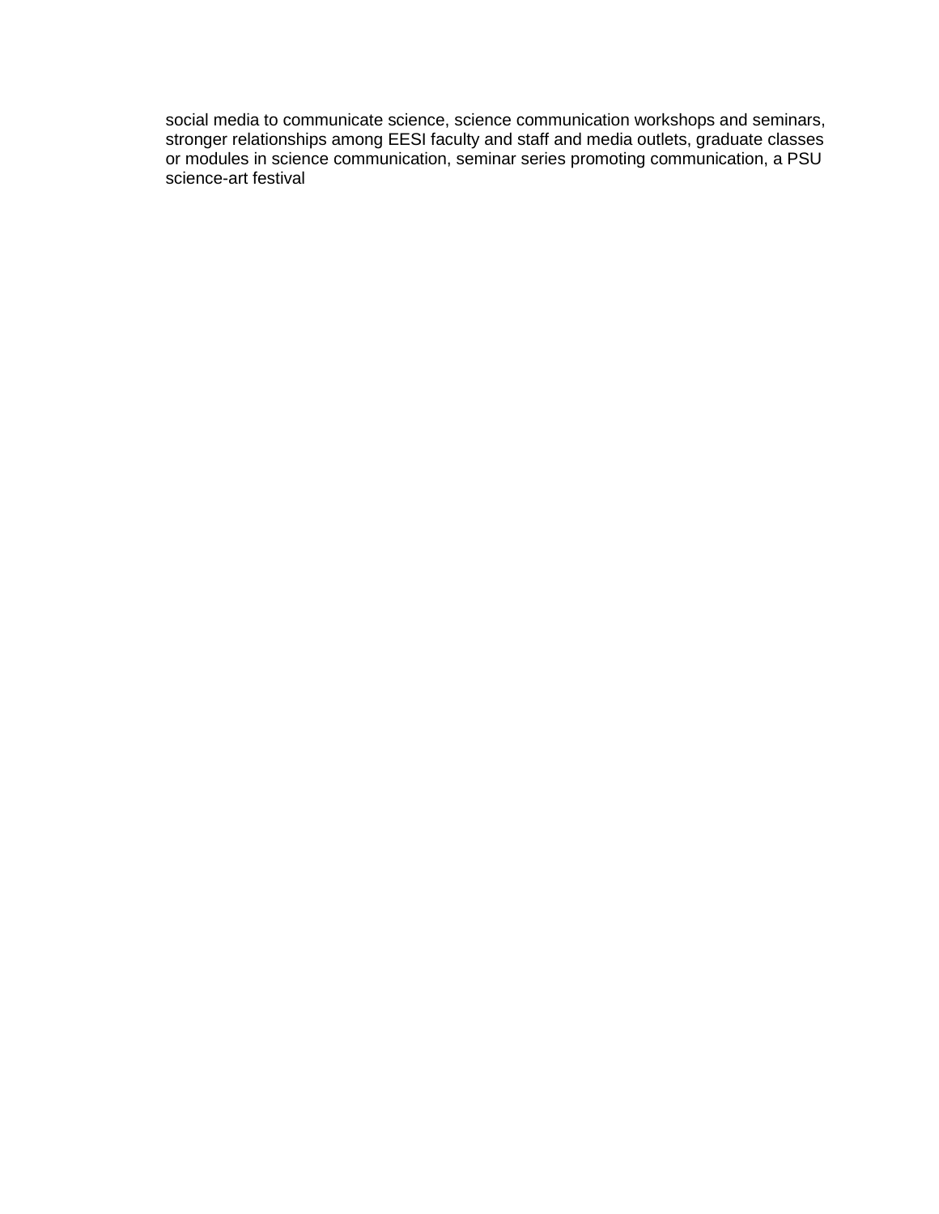social media to communicate science, science communication workshops and seminars, stronger relationships among EESI faculty and staff and media outlets, graduate classes or modules in science communication, seminar series promoting communication, a PSU science-art festival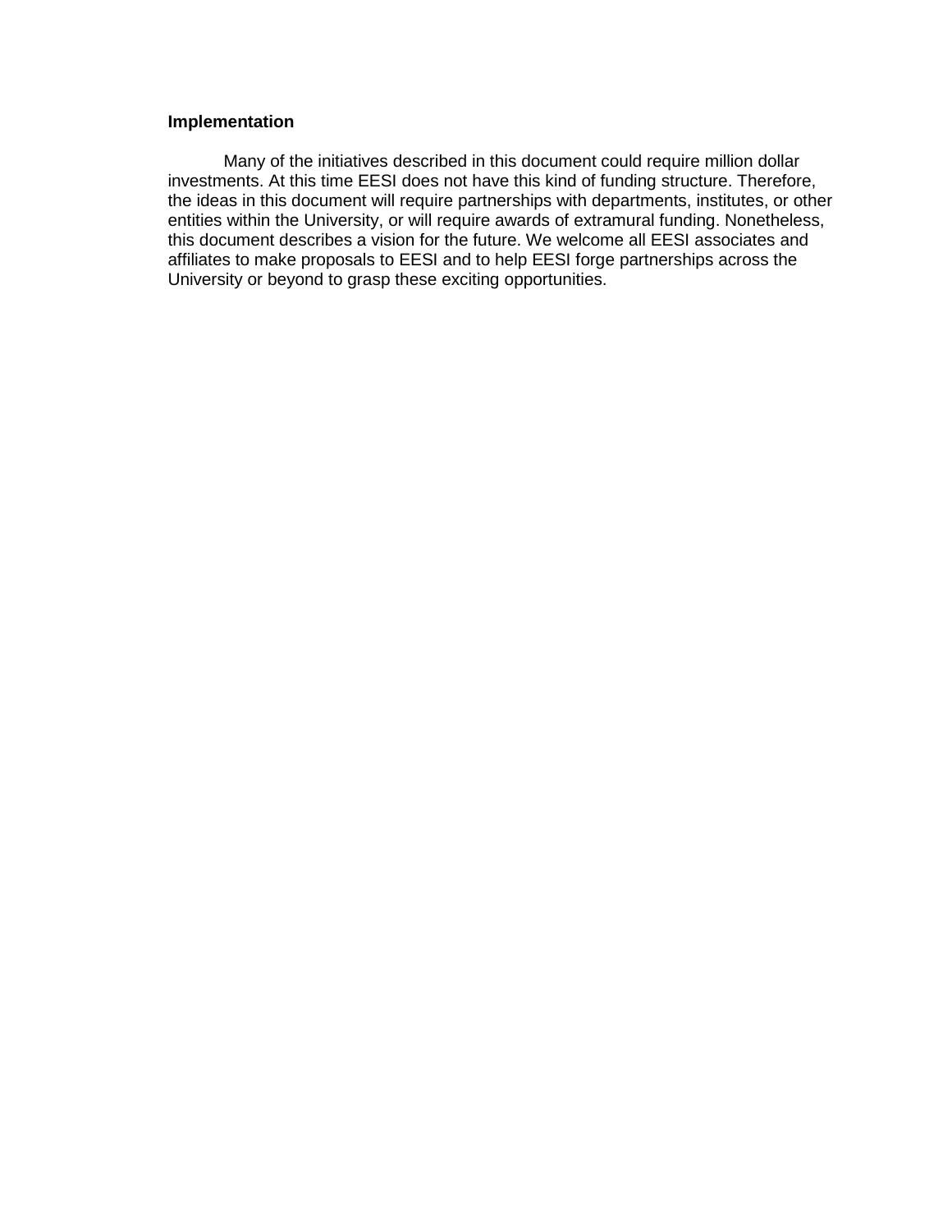**Implementation**

Many of the initiatives described in this document could require million dollar investments. At this time EESI does not have this kind of funding structure. Therefore, the ideas in this document will require partnerships with departments, institutes, or other entities within the University, or will require awards of extramural funding. Nonetheless, this document describes a vision for the future. We welcome all EESI associates and affiliates to make proposals to EESI and to help EESI forge partnerships across the University or beyond to grasp these exciting opportunities.